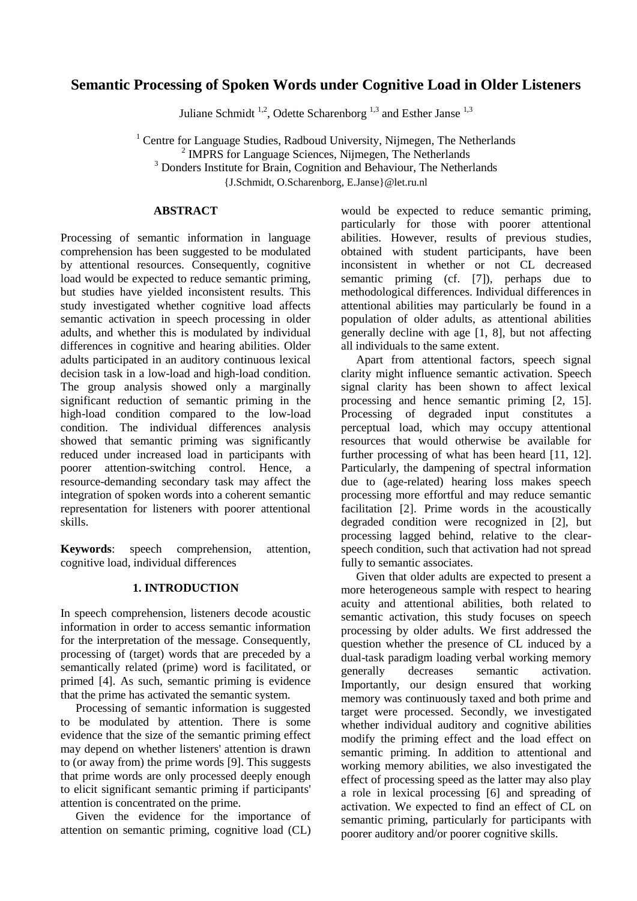# Semantic Processing of Spoken Words under Cognitive Load in Older Listeners

Juliane Schmidt [1,2], Odette Scharenborg [1,3] and Esther Janse [1,3]

[1] Centre for Language Studies, Radboud University, Nijmegen, The Netherlands
[2] IMPRS for Language Sciences, Nijmegen, The Netherlands
[3] Donders Institute for Brain, Cognition and Behaviour, The Netherlands
{J.Schmidt, O.Scharenborg, E.Janse}@let.ru.nl

## ABSTRACT

Processing of semantic information in language comprehension has been suggested to be modulated by attentional resources. Consequently, cognitive load would be expected to reduce semantic priming, but studies have yielded inconsistent results. This study investigated whether cognitive load affects semantic activation in speech processing in older adults, and whether this is modulated by individual differences in cognitive and hearing abilities. Older adults participated in an auditory continuous lexical decision task in a low-load and high-load condition. The group analysis showed only a marginally significant reduction of semantic priming in the high-load condition compared to the low-load condition. The individual differences analysis showed that semantic priming was significantly reduced under increased load in participants with poorer attention-switching control. Hence, a resource-demanding secondary task may affect the integration of spoken words into a coherent semantic representation for listeners with poorer attentional skills.

**Keywords**: speech comprehension, attention, cognitive load, individual differences

## 1. INTRODUCTION

In speech comprehension, listeners decode acoustic information in order to access semantic information for the interpretation of the message. Consequently, processing of (target) words that are preceded by a semantically related (prime) word is facilitated, or primed [4]. As such, semantic priming is evidence that the prime has activated the semantic system.

Processing of semantic information is suggested to be modulated by attention. There is some evidence that the size of the semantic priming effect may depend on whether listeners' attention is drawn to (or away from) the prime words [9]. This suggests that prime words are only processed deeply enough to elicit significant semantic priming if participants' attention is concentrated on the prime.

Given the evidence for the importance of attention on semantic priming, cognitive load (CL) would be expected to reduce semantic priming, particularly for those with poorer attentional abilities. However, results of previous studies, obtained with student participants, have been inconsistent in whether or not CL decreased semantic priming (cf. [7]), perhaps due to methodological differences. Individual differences in attentional abilities may particularly be found in a population of older adults, as attentional abilities generally decline with age [1, 8], but not affecting all individuals to the same extent.

Apart from attentional factors, speech signal clarity might influence semantic activation. Speech signal clarity has been shown to affect lexical processing and hence semantic priming [2, 15]. Processing of degraded input constitutes a perceptual load, which may occupy attentional resources that would otherwise be available for further processing of what has been heard [11, 12]. Particularly, the dampening of spectral information due to (age-related) hearing loss makes speech processing more effortful and may reduce semantic facilitation [2]. Prime words in the acoustically degraded condition were recognized in [2], but processing lagged behind, relative to the clear-speech condition, such that activation had not spread fully to semantic associates.

Given that older adults are expected to present a more heterogeneous sample with respect to hearing acuity and attentional abilities, both related to semantic activation, this study focuses on speech processing by older adults. We first addressed the question whether the presence of CL induced by a dual-task paradigm loading verbal working memory generally decreases semantic activation. Importantly, our design ensured that working memory was continuously taxed and both prime and target were processed. Secondly, we investigated whether individual auditory and cognitive abilities modify the priming effect and the load effect on semantic priming. In addition to attentional and working memory abilities, we also investigated the effect of processing speed as the latter may also play a role in lexical processing [6] and spreading of activation. We expected to find an effect of CL on semantic priming, particularly for participants with poorer auditory and/or poorer cognitive skills.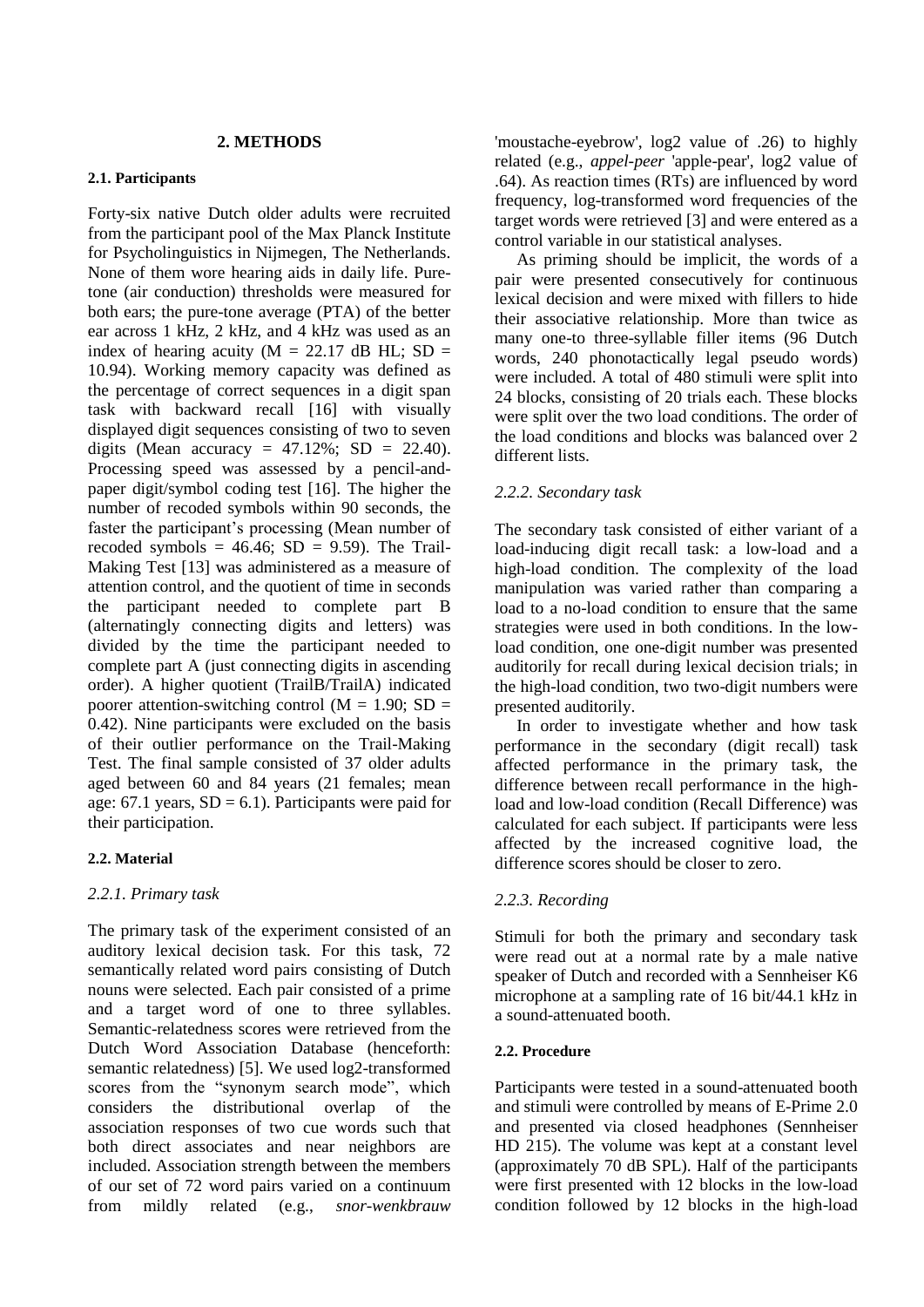## 2. METHODS

### 2.1. Participants

Forty-six native Dutch older adults were recruited from the participant pool of the Max Planck Institute for Psycholinguistics in Nijmegen, The Netherlands. None of them wore hearing aids in daily life. Pure-tone (air conduction) thresholds were measured for both ears; the pure-tone average (PTA) of the better ear across 1 kHz, 2 kHz, and 4 kHz was used as an index of hearing acuity (M = 22.17 dB HL; SD = 10.94). Working memory capacity was defined as the percentage of correct sequences in a digit span task with backward recall [16] with visually displayed digit sequences consisting of two to seven digits (Mean accuracy = 47.12%; SD = 22.40). Processing speed was assessed by a pencil-and-paper digit/symbol coding test [16]. The higher the number of recoded symbols within 90 seconds, the faster the participant's processing (Mean number of recoded symbols = 46.46; SD = 9.59). The Trail-Making Test [13] was administered as a measure of attention control, and the quotient of time in seconds the participant needed to complete part B (alternatingly connecting digits and letters) was divided by the time the participant needed to complete part A (just connecting digits in ascending order). A higher quotient (TrailB/TrailA) indicated poorer attention-switching control (M = 1.90; SD = 0.42). Nine participants were excluded on the basis of their outlier performance on the Trail-Making Test. The final sample consisted of 37 older adults aged between 60 and 84 years (21 females; mean age: 67.1 years, SD = 6.1). Participants were paid for their participation.

### 2.2. Material

#### *2.2.1. Primary task*

The primary task of the experiment consisted of an auditory lexical decision task. For this task, 72 semantically related word pairs consisting of Dutch nouns were selected. Each pair consisted of a prime and a target word of one to three syllables. Semantic-relatedness scores were retrieved from the Dutch Word Association Database (henceforth: semantic relatedness) [5]. We used log2-transformed scores from the "synonym search mode", which considers the distributional overlap of the association responses of two cue words such that both direct associates and near neighbors are included. Association strength between the members of our set of 72 word pairs varied on a continuum from mildly related (e.g., *snor-wenkbrauw* 'moustache-eyebrow', log2 value of .26) to highly related (e.g., *appel-peer* 'apple-pear', log2 value of .64). As reaction times (RTs) are influenced by word frequency, log-transformed word frequencies of the target words were retrieved [3] and were entered as a control variable in our statistical analyses.

As priming should be implicit, the words of a pair were presented consecutively for continuous lexical decision and were mixed with fillers to hide their associative relationship. More than twice as many one-to three-syllable filler items (96 Dutch words, 240 phonotactically legal pseudo words) were included. A total of 480 stimuli were split into 24 blocks, consisting of 20 trials each. These blocks were split over the two load conditions. The order of the load conditions and blocks was balanced over 2 different lists.

#### *2.2.2. Secondary task*

The secondary task consisted of either variant of a load-inducing digit recall task: a low-load and a high-load condition. The complexity of the load manipulation was varied rather than comparing a load to a no-load condition to ensure that the same strategies were used in both conditions. In the low-load condition, one one-digit number was presented auditorily for recall during lexical decision trials; in the high-load condition, two two-digit numbers were presented auditorily.

In order to investigate whether and how task performance in the secondary (digit recall) task affected performance in the primary task, the difference between recall performance in the high-load and low-load condition (Recall Difference) was calculated for each subject. If participants were less affected by the increased cognitive load, the difference scores should be closer to zero.

#### *2.2.3. Recording*

Stimuli for both the primary and secondary task were read out at a normal rate by a male native speaker of Dutch and recorded with a Sennheiser K6 microphone at a sampling rate of 16 bit/44.1 kHz in a sound-attenuated booth.

### 2.2. Procedure

Participants were tested in a sound-attenuated booth and stimuli were controlled by means of E-Prime 2.0 and presented via closed headphones (Sennheiser HD 215). The volume was kept at a constant level (approximately 70 dB SPL). Half of the participants were first presented with 12 blocks in the low-load condition followed by 12 blocks in the high-load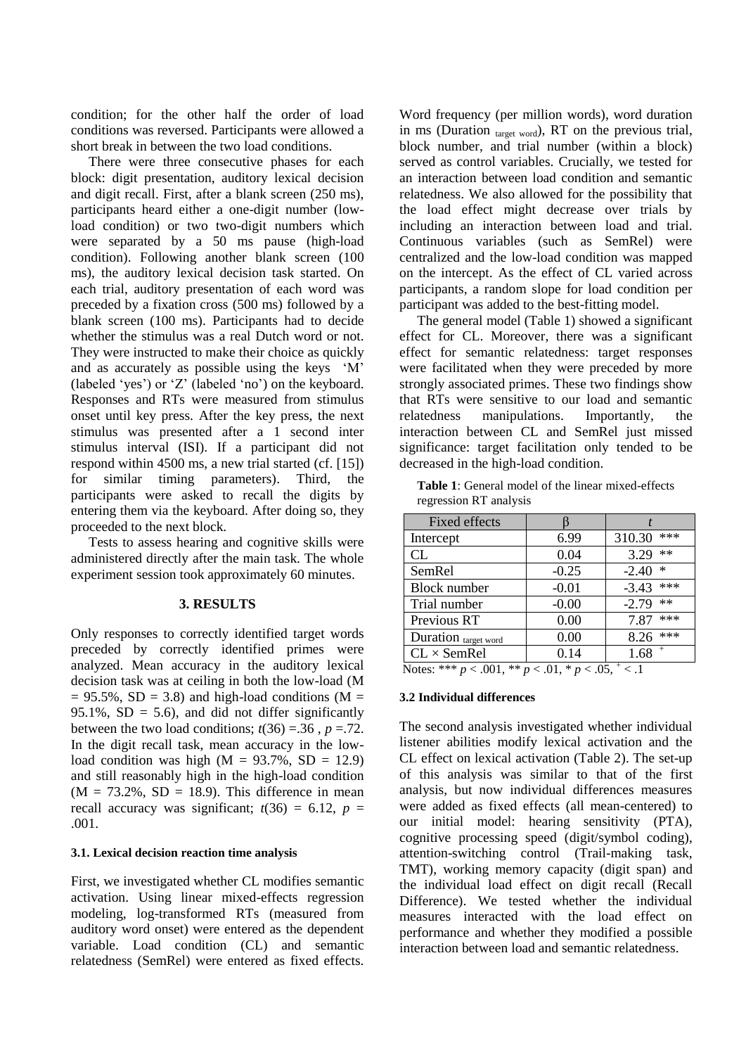condition; for the other half the order of load conditions was reversed. Participants were allowed a short break in between the two load conditions.

There were three consecutive phases for each block: digit presentation, auditory lexical decision and digit recall. First, after a blank screen (250 ms), participants heard either a one-digit number (low-load condition) or two two-digit numbers which were separated by a 50 ms pause (high-load condition). Following another blank screen (100 ms), the auditory lexical decision task started. On each trial, auditory presentation of each word was preceded by a fixation cross (500 ms) followed by a blank screen (100 ms). Participants had to decide whether the stimulus was a real Dutch word or not. They were instructed to make their choice as quickly and as accurately as possible using the keys 'M' (labeled 'yes') or 'Z' (labeled 'no') on the keyboard. Responses and RTs were measured from stimulus onset until key press. After the key press, the next stimulus was presented after a 1 second inter stimulus interval (ISI). If a participant did not respond within 4500 ms, a new trial started (cf. [15]) for similar timing parameters). Third, the participants were asked to recall the digits by entering them via the keyboard. After doing so, they proceeded to the next block.

Tests to assess hearing and cognitive skills were administered directly after the main task. The whole experiment session took approximately 60 minutes.

## 3. RESULTS

Only responses to correctly identified target words preceded by correctly identified primes were analyzed. Mean accuracy in the auditory lexical decision task was at ceiling in both the low-load (M = 95.5%, SD = 3.8) and high-load conditions (M = 95.1%, SD = 5.6), and did not differ significantly between the two load conditions; $t(36) = .36$, $p = .72$. In the digit recall task, mean accuracy in the low-load condition was high (M = 93.7%, SD = 12.9) and still reasonably high in the high-load condition (M = 73.2%, SD = 18.9). This difference in mean recall accuracy was significant; $t(36) = 6.12$, $p = .001$.

### 3.1. Lexical decision reaction time analysis

First, we investigated whether CL modifies semantic activation. Using linear mixed-effects regression modeling, log-transformed RTs (measured from auditory word onset) were entered as the dependent variable. Load condition (CL) and semantic relatedness (SemRel) were entered as fixed effects. Word frequency (per million words), word duration in ms ($\text{Duration}_{\text{target word}}$), RT on the previous trial, block number, and trial number (within a block) served as control variables. Crucially, we tested for an interaction between load condition and semantic relatedness. We also allowed for the possibility that the load effect might decrease over trials by including an interaction between load and trial. Continuous variables (such as SemRel) were centralized and the low-load condition was mapped on the intercept. As the effect of CL varied across participants, a random slope for load condition per participant was added to the best-fitting model.

The general model (Table 1) showed a significant effect for CL. Moreover, there was a significant effect for semantic relatedness: target responses were facilitated when they were preceded by more strongly associated primes. These two findings show that RTs were sensitive to our load and semantic relatedness manipulations. Importantly, the interaction between CL and SemRel just missed significance: target facilitation only tended to be decreased in the high-load condition.

**Table 1**: General model of the linear mixed-effects regression RT analysis

| Fixed effects | β | *t* |
|---|---|---|
| Intercept | 6.99 | 310.30 *** |
| CL | 0.04 | 3.29 ** |
| SemRel | -0.25 | -2.40 * |
| Block number | -0.01 | -3.43 *** |
| Trial number | -0.00 | -2.79 ** |
| Previous RT | 0.00 | 7.87 *** |
| $\text{Duration}_{\text{target word}}$ | 0.00 | 8.26 *** |
| CL × SemRel | 0.14 | 1.68 $^{+}$ |

Notes: *** $p < .001$, ** $p < .01$, * $p < .05$, $^{+}$ $< .1$

### 3.2 Individual differences

The second analysis investigated whether individual listener abilities modify lexical activation and the CL effect on lexical activation (Table 2). The set-up of this analysis was similar to that of the first analysis, but now individual differences measures were added as fixed effects (all mean-centered) to our initial model: hearing sensitivity (PTA), cognitive processing speed (digit/symbol coding), attention-switching control (Trail-making task, TMT), working memory capacity (digit span) and the individual load effect on digit recall (Recall Difference). We tested whether the individual measures interacted with the load effect on performance and whether they modified a possible interaction between load and semantic relatedness.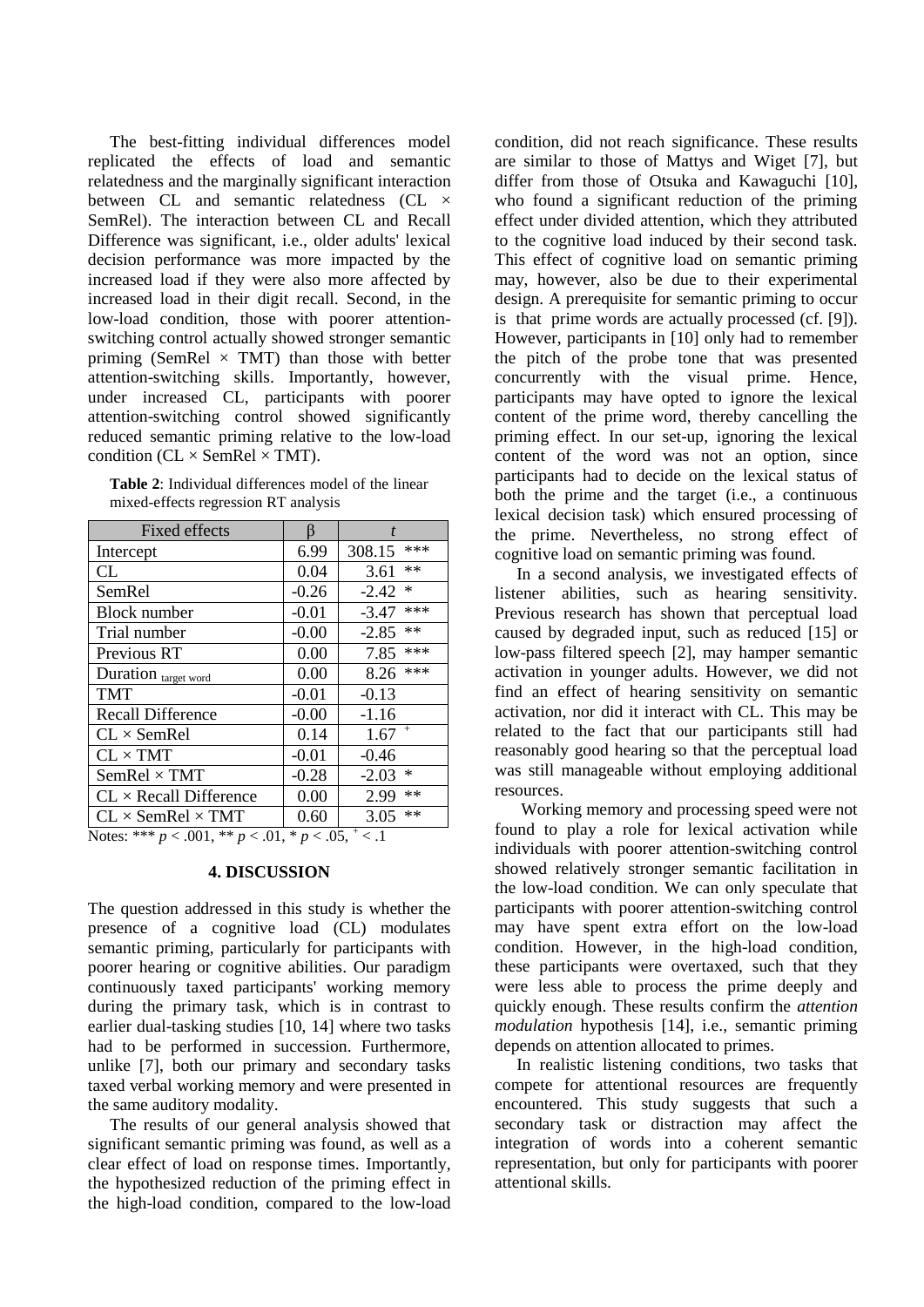The best-fitting individual differences model replicated the effects of load and semantic relatedness and the marginally significant interaction between CL and semantic relatedness (CL × SemRel). The interaction between CL and Recall Difference was significant, i.e., older adults' lexical decision performance was more impacted by the increased load if they were also more affected by increased load in their digit recall. Second, in the low-load condition, those with poorer attention-switching control actually showed stronger semantic priming (SemRel × TMT) than those with better attention-switching skills. Importantly, however, under increased CL, participants with poorer attention-switching control showed significantly reduced semantic priming relative to the low-load condition (CL × SemRel × TMT).

**Table 2**: Individual differences model of the linear mixed-effects regression RT analysis

| Fixed effects | β | *t* |
|---|---|---|
| Intercept | 6.99 | 308.15 *** |
| CL | 0.04 | 3.61 ** |
| SemRel | -0.26 | -2.42 * |
| Block number | -0.01 | -3.47 *** |
| Trial number | -0.00 | -2.85 ** |
| Previous RT | 0.00 | 7.85 *** |
| Duration $_{\text{target word}}$ | 0.00 | 8.26 *** |
| TMT | -0.01 | -0.13 |
| Recall Difference | -0.00 | -1.16 |
| CL × SemRel | 0.14 | 1.67 $^{+}$ |
| CL × TMT | -0.01 | -0.46 |
| SemRel × TMT | -0.28 | -2.03 * |
| CL × Recall Difference | 0.00 | 2.99 ** |
| CL × SemRel × TMT | 0.60 | 3.05 ** |

Notes: *** $p < .001$, ** $p < .01$, * $p < .05$, $^{+} < .1$

## 4. DISCUSSION

The question addressed in this study is whether the presence of a cognitive load (CL) modulates semantic priming, particularly for participants with poorer hearing or cognitive abilities. Our paradigm continuously taxed participants' working memory during the primary task, which is in contrast to earlier dual-tasking studies [10, 14] where two tasks had to be performed in succession. Furthermore, unlike [7], both our primary and secondary tasks taxed verbal working memory and were presented in the same auditory modality.

The results of our general analysis showed that significant semantic priming was found, as well as a clear effect of load on response times. Importantly, the hypothesized reduction of the priming effect in the high-load condition, compared to the low-load condition, did not reach significance. These results are similar to those of Mattys and Wiget [7], but differ from those of Otsuka and Kawaguchi [10], who found a significant reduction of the priming effect under divided attention, which they attributed to the cognitive load induced by their second task. This effect of cognitive load on semantic priming may, however, also be due to their experimental design. A prerequisite for semantic priming to occur is that prime words are actually processed (cf. [9]). However, participants in [10] only had to remember the pitch of the probe tone that was presented concurrently with the visual prime. Hence, participants may have opted to ignore the lexical content of the prime word, thereby cancelling the priming effect. In our set-up, ignoring the lexical content of the word was not an option, since participants had to decide on the lexical status of both the prime and the target (i.e., a continuous lexical decision task) which ensured processing of the prime. Nevertheless, no strong effect of cognitive load on semantic priming was found.

In a second analysis, we investigated effects of listener abilities, such as hearing sensitivity. Previous research has shown that perceptual load caused by degraded input, such as reduced [15] or low-pass filtered speech [2], may hamper semantic activation in younger adults. However, we did not find an effect of hearing sensitivity on semantic activation, nor did it interact with CL. This may be related to the fact that our participants still had reasonably good hearing so that the perceptual load was still manageable without employing additional resources.

Working memory and processing speed were not found to play a role for lexical activation while individuals with poorer attention-switching control showed relatively stronger semantic facilitation in the low-load condition. We can only speculate that participants with poorer attention-switching control may have spent extra effort on the low-load condition. However, in the high-load condition, these participants were overtaxed, such that they were less able to process the prime deeply and quickly enough. These results confirm the *attention modulation* hypothesis [14], i.e., semantic priming depends on attention allocated to primes.

In realistic listening conditions, two tasks that compete for attentional resources are frequently encountered. This study suggests that such a secondary task or distraction may affect the integration of words into a coherent semantic representation, but only for participants with poorer attentional skills.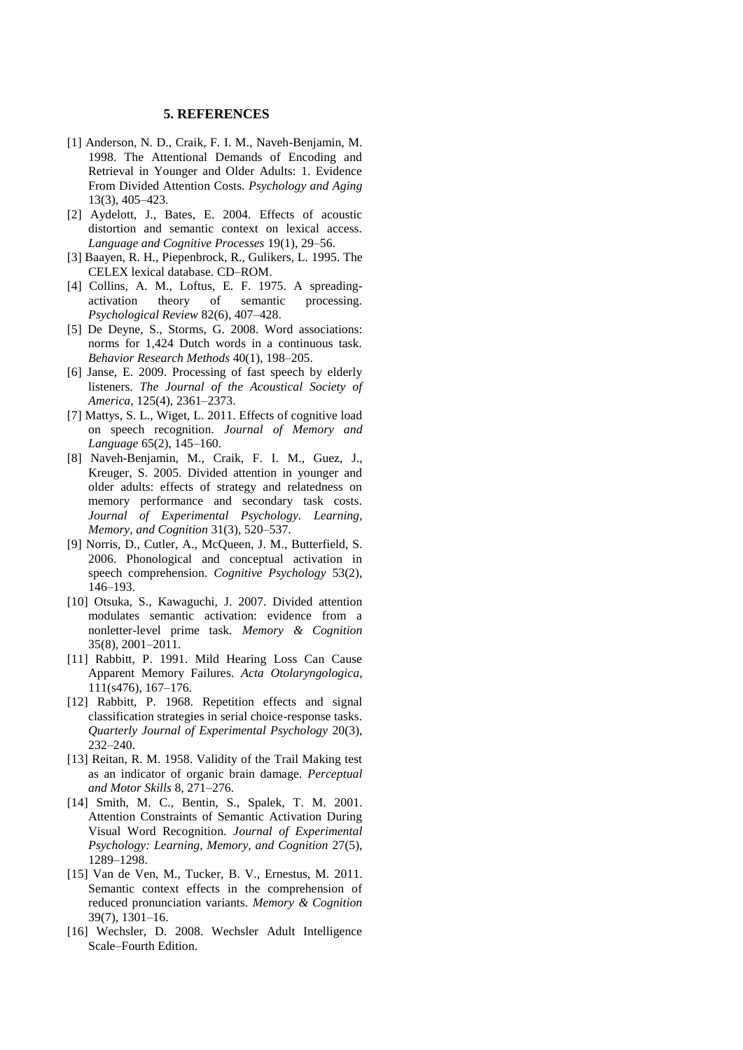## 5. REFERENCES

[1] Anderson, N. D., Craik, F. I. M., Naveh-Benjamin, M. 1998. The Attentional Demands of Encoding and Retrieval in Younger and Older Adults: 1. Evidence From Divided Attention Costs. *Psychology and Aging* 13(3), 405–423.

[2] Aydelott, J., Bates, E. 2004. Effects of acoustic distortion and semantic context on lexical access. *Language and Cognitive Processes* 19(1), 29–56.

[3] Baayen, R. H., Piepenbrock, R., Gulikers, L. 1995. The CELEX lexical database. CD–ROM.

[4] Collins, A. M., Loftus, E. F. 1975. A spreading-activation theory of semantic processing. *Psychological Review* 82(6), 407–428.

[5] De Deyne, S., Storms, G. 2008. Word associations: norms for 1,424 Dutch words in a continuous task. *Behavior Research Methods* 40(1), 198–205.

[6] Janse, E. 2009. Processing of fast speech by elderly listeners. *The Journal of the Acoustical Society of America*, 125(4), 2361–2373.

[7] Mattys, S. L., Wiget, L. 2011. Effects of cognitive load on speech recognition. *Journal of Memory and Language* 65(2), 145–160.

[8] Naveh-Benjamin, M., Craik, F. I. M., Guez, J., Kreuger, S. 2005. Divided attention in younger and older adults: effects of strategy and relatedness on memory performance and secondary task costs. *Journal of Experimental Psychology. Learning, Memory, and Cognition* 31(3), 520–537.

[9] Norris, D., Cutler, A., McQueen, J. M., Butterfield, S. 2006. Phonological and conceptual activation in speech comprehension. *Cognitive Psychology* 53(2), 146–193.

[10] Otsuka, S., Kawaguchi, J. 2007. Divided attention modulates semantic activation: evidence from a nonletter-level prime task. *Memory & Cognition* 35(8), 2001–2011.

[11] Rabbitt, P. 1991. Mild Hearing Loss Can Cause Apparent Memory Failures. *Acta Otolaryngologica*, 111(s476), 167–176.

[12] Rabbitt, P. 1968. Repetition effects and signal classification strategies in serial choice-response tasks. *Quarterly Journal of Experimental Psychology* 20(3), 232–240.

[13] Reitan, R. M. 1958. Validity of the Trail Making test as an indicator of organic brain damage. *Perceptual and Motor Skills* 8, 271–276.

[14] Smith, M. C., Bentin, S., Spalek, T. M. 2001. Attention Constraints of Semantic Activation During Visual Word Recognition. *Journal of Experimental Psychology: Learning, Memory, and Cognition* 27(5), 1289–1298.

[15] Van de Ven, M., Tucker, B. V., Ernestus, M. 2011. Semantic context effects in the comprehension of reduced pronunciation variants. *Memory & Cognition* 39(7), 1301–16.

[16] Wechsler, D. 2008. Wechsler Adult Intelligence Scale–Fourth Edition.